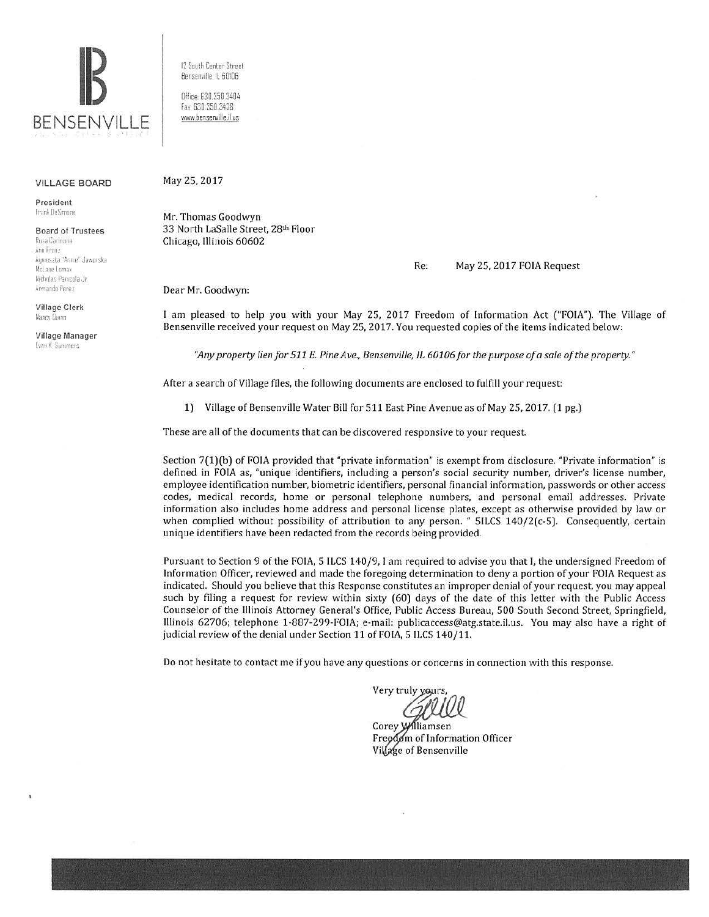# BENSENVILLE

12 South Center Street
Bensenville, IL 60106

Office: 630.350.3404
Fax: 630.350.3438
www.bensenville.il.us

**VILLAGE BOARD**

**President**
Frank DeSimone

**Board of Trustees**
Rosa Carmona
Ann Franz
Agnieszka "Annie" Jaworska
McLane Lomax
Nicholas Panicola Jr.
Armando Perez

**Village Clerk**
Nancy Quinn

**Village Manager**
Evan K. Summers

May 25, 2017

Mr. Thomas Goodwyn
33 North LaSalle Street, 28th Floor
Chicago, Illinois 60602

Re: May 25, 2017 FOIA Request

Dear Mr. Goodwyn:

I am pleased to help you with your May 25, 2017 Freedom of Information Act ("FOIA"). The Village of Bensenville received your request on May 25, 2017. You requested copies of the items indicated below:

*"Any property lien for 511 E. Pine Ave., Bensenville, IL 60106 for the purpose of a sale of the property."*

After a search of Village files, the following documents are enclosed to fulfill your request:

1) Village of Bensenville Water Bill for 511 East Pine Avenue as of May 25, 2017. (1 pg.)

These are all of the documents that can be discovered responsive to your request.

Section 7(1)(b) of FOIA provided that "private information" is exempt from disclosure. "Private information" is defined in FOIA as, "unique identifiers, including a person's social security number, driver's license number, employee identification number, biometric identifiers, personal financial information, passwords or other access codes, medical records, home or personal telephone numbers, and personal email addresses. Private information also includes home address and personal license plates, except as otherwise provided by law or when complied without possibility of attribution to any person. " 5ILCS 140/2(c-5). Consequently, certain unique identifiers have been redacted from the records being provided.

Pursuant to Section 9 of the FOIA, 5 ILCS 140/9, I am required to advise you that I, the undersigned Freedom of Information Officer, reviewed and made the foregoing determination to deny a portion of your FOIA Request as indicated. Should you believe that this Response constitutes an improper denial of your request, you may appeal such by filing a request for review within sixty (60) days of the date of this letter with the Public Access Counselor of the Illinois Attorney General's Office, Public Access Bureau, 500 South Second Street, Springfield, Illinois 62706; telephone 1-887-299-FOIA; e-mail: publicaccess@atg.state.il.us. You may also have a right of judicial review of the denial under Section 11 of FOIA, 5 ILCS 140/11.

Do not hesitate to contact me if you have any questions or concerns in connection with this response.

Very truly yours,

Corey Williamsen
Freedom of Information Officer
Village of Bensenville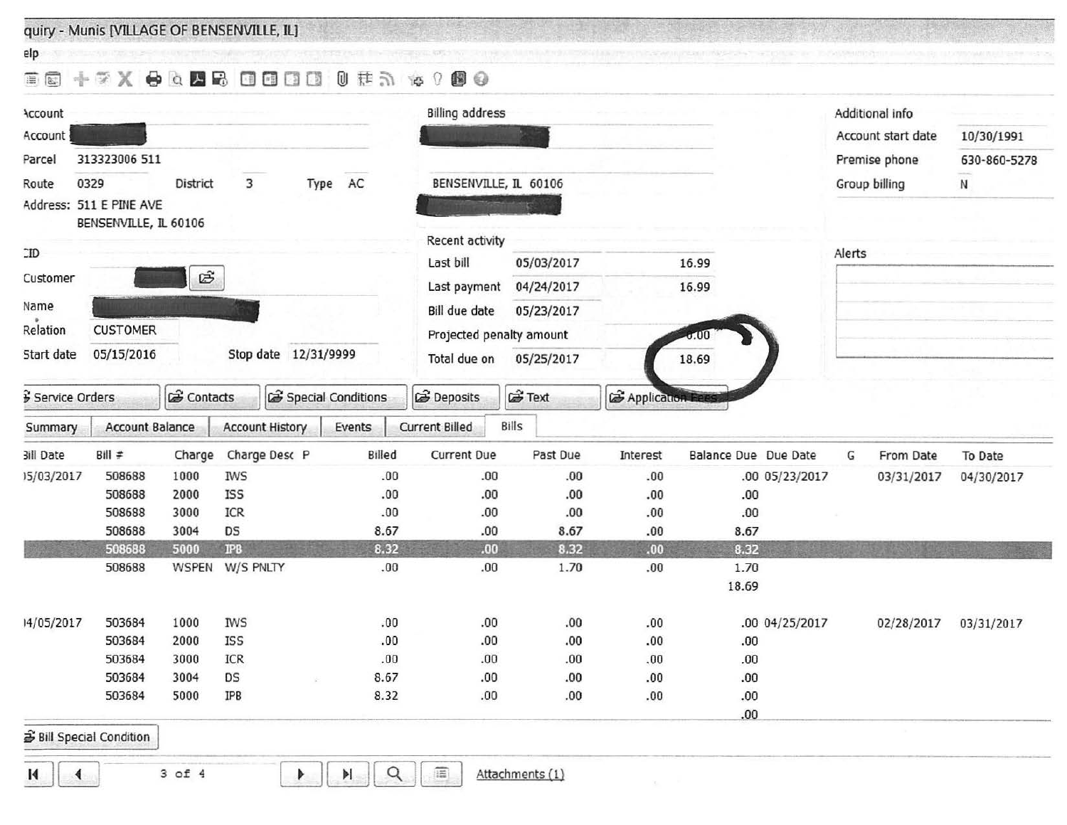quiry - Munis [VILLAGE OF BENSENVILLE, IL]

elp

**Account**

Account

Parcel 313323006 511

Route 0329 District 3 Type AC

Address: 511 E PINE AVE
BENSENVILLE, IL 60106

**Billing address**

BENSENVILLE, IL 60106

**Additional info**

| | |
|---|---|
| Account start date | 10/30/1991 |
| Premise phone | 630-860-5278 |
| Group billing | N |

CID

Customer

Name

Relation CUSTOMER

Start date 05/15/2016 Stop date 12/31/9999

**Recent activity**

| | | |
|---|---|---|
| Last bill | 05/03/2017 | 16.99 |
| Last payment | 04/24/2017 | 16.99 |
| Bill due date | 05/23/2017 | |
| Projected penalty amount | | 0.00 |
| Total due on | 05/25/2017 | 18.69 |

Alerts

Service Orders | Contacts | Special Conditions | Deposits | Text | Application Fees

Summary | Account Balance | Account History | Events | Current Billed | Bills

| Bill Date | Bill # | Charge | Charge Desc | P | Billed | Current Due | Past Due | Interest | Balance Due | Due Date | G | From Date | To Date |
|---|---|---|---|---|---|---|---|---|---|---|---|---|---|
| 05/03/2017 | 508688 | 1000 | IWS | | .00 | .00 | .00 | .00 | .00 | 05/23/2017 | | 03/31/2017 | 04/30/2017 |
| | 508688 | 2000 | ISS | | .00 | .00 | .00 | .00 | .00 | | | | |
| | 508688 | 3000 | ICR | | .00 | .00 | .00 | .00 | .00 | | | | |
| | 508688 | 3004 | DS | | 8.67 | .00 | 8.67 | .00 | 8.67 | | | | |
| | 508688 | 5000 | IPB | | 8.32 | .00 | 8.32 | .00 | 8.32 | | | | |
| | 508688 | WSPEN | W/S PNLTY | | .00 | .00 | 1.70 | .00 | 1.70 | | | | |
| | | | | | | | | | 18.69 | | | | |
| 04/05/2017 | 503684 | 1000 | IWS | | .00 | .00 | .00 | .00 | .00 | 04/25/2017 | | 02/28/2017 | 03/31/2017 |
| | 503684 | 2000 | ISS | | .00 | .00 | .00 | .00 | .00 | | | | |
| | 503684 | 3000 | ICR | | .00 | .00 | .00 | .00 | .00 | | | | |
| | 503684 | 3004 | DS | | 8.67 | .00 | .00 | .00 | .00 | | | | |
| | 503684 | 5000 | IPB | | 8.32 | .00 | .00 | .00 | .00 | | | | |
| | | | | | | | | | .00 | | | | |

Bill Special Condition

3 of 4

Attachments (1)